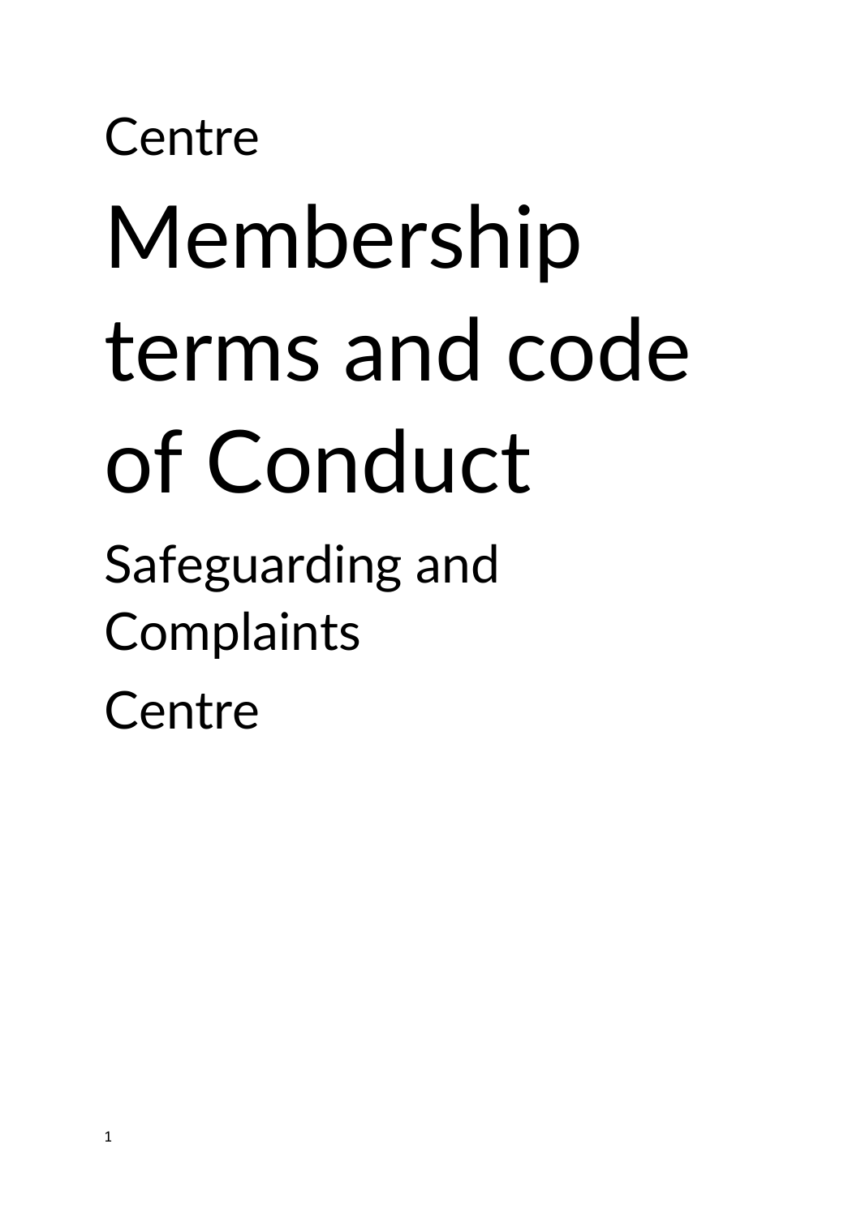Centre

# Membership terms and code of Conduct

## Safeguarding and Complaints

Centre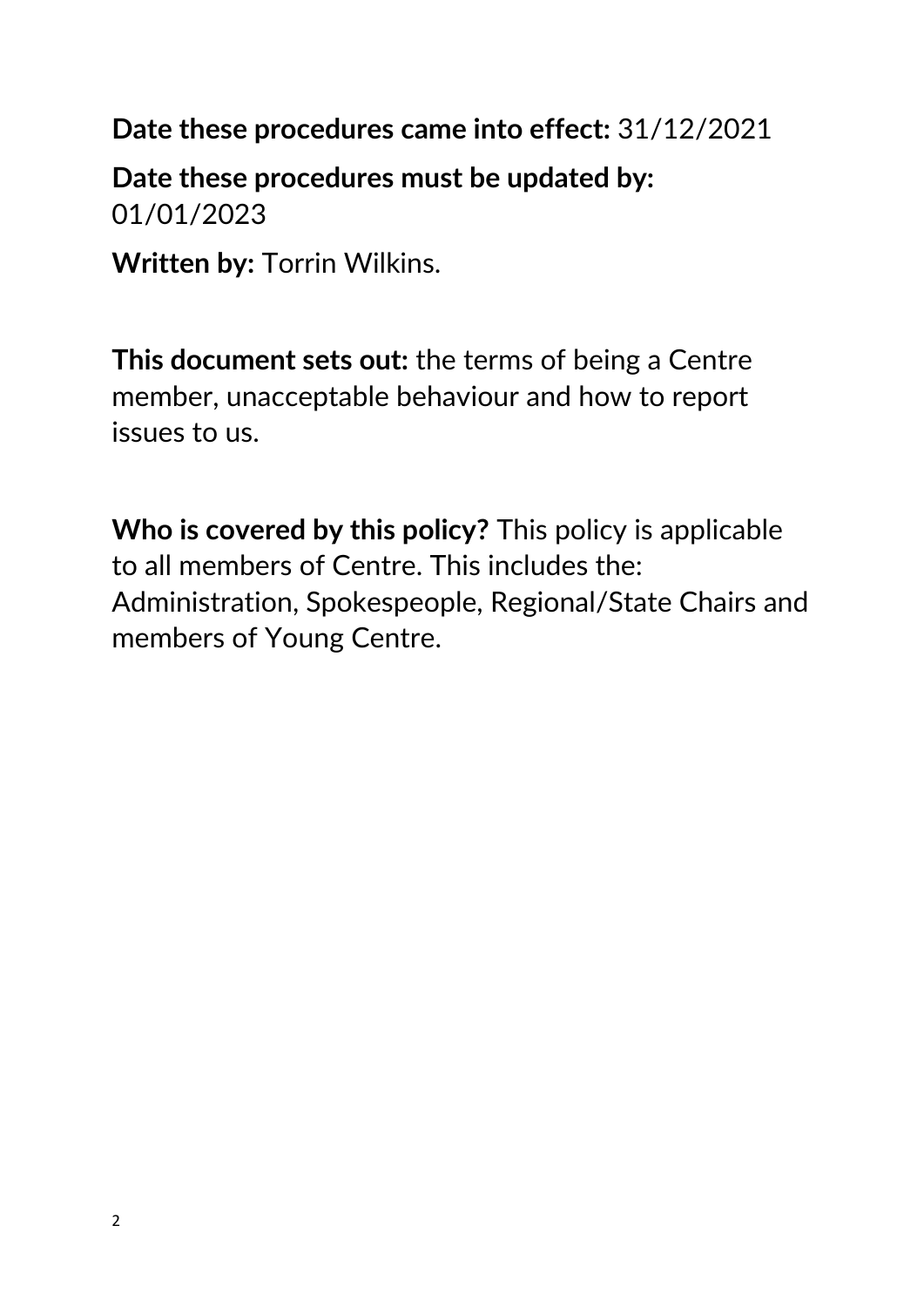**Date these procedures came into effect:** 31/12/2021

**Date these procedures must be updated by:** 01/01/2023

**Written by:** Torrin Wilkins.

**This document sets out:** the terms of being a Centre member, unacceptable behaviour and how to report issues to us.

**Who is covered by this policy?** This policy is applicable to all members of Centre. This includes the: Administration, Spokespeople, Regional/State Chairs and members of Young Centre.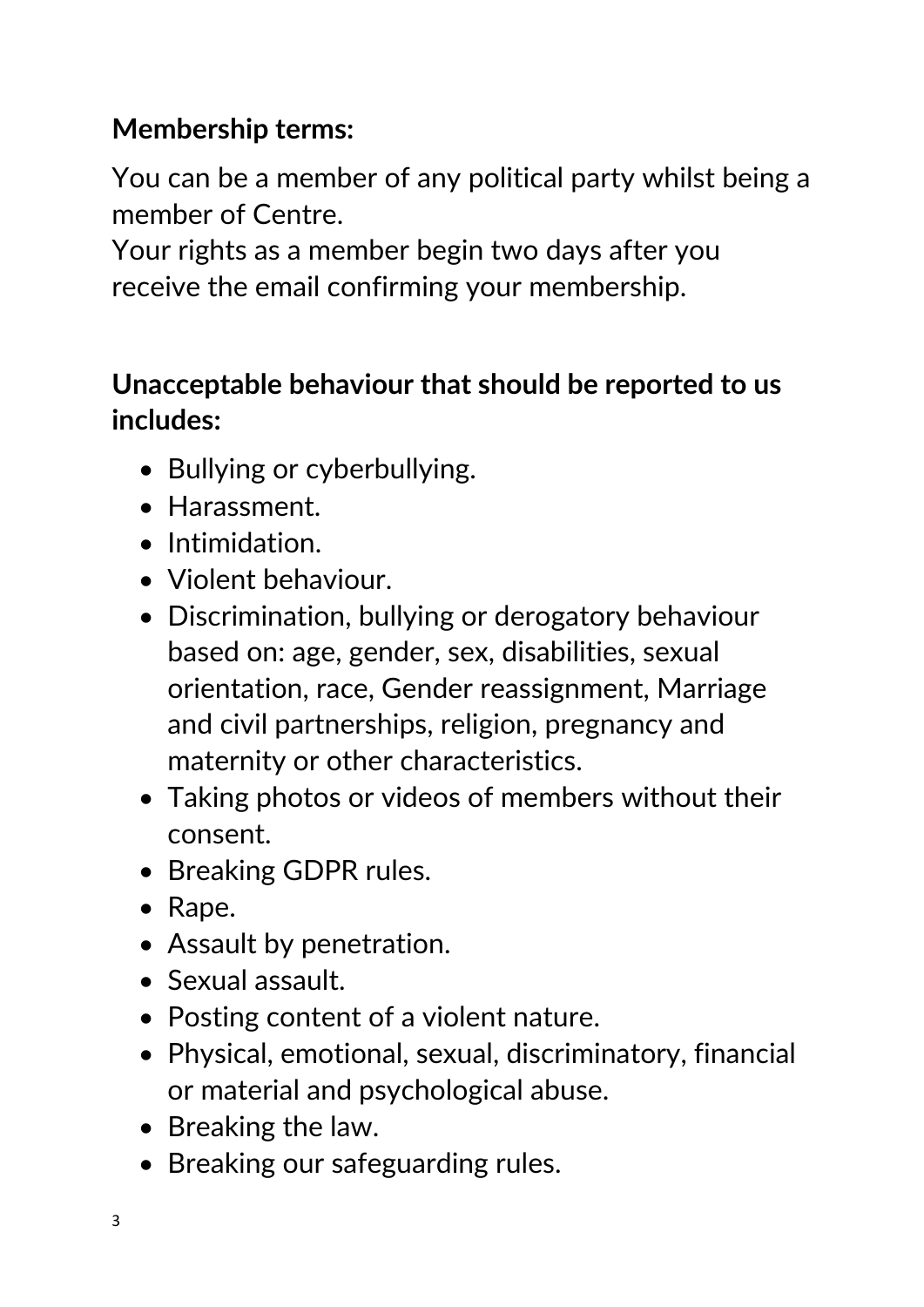**Membership terms:**

You can be a member of any political party whilst being a member of Centre.
Your rights as a member begin two days after you receive the email confirming your membership.

**Unacceptable behaviour that should be reported to us includes:**

- Bullying or cyberbullying.
- Harassment.
- Intimidation.
- Violent behaviour.
- Discrimination, bullying or derogatory behaviour based on: age, gender, sex, disabilities, sexual orientation, race, Gender reassignment, Marriage and civil partnerships, religion, pregnancy and maternity or other characteristics.
- Taking photos or videos of members without their consent.
- Breaking GDPR rules.
- Rape.
- Assault by penetration.
- Sexual assault.
- Posting content of a violent nature.
- Physical, emotional, sexual, discriminatory, financial or material and psychological abuse.
- Breaking the law.
- Breaking our safeguarding rules.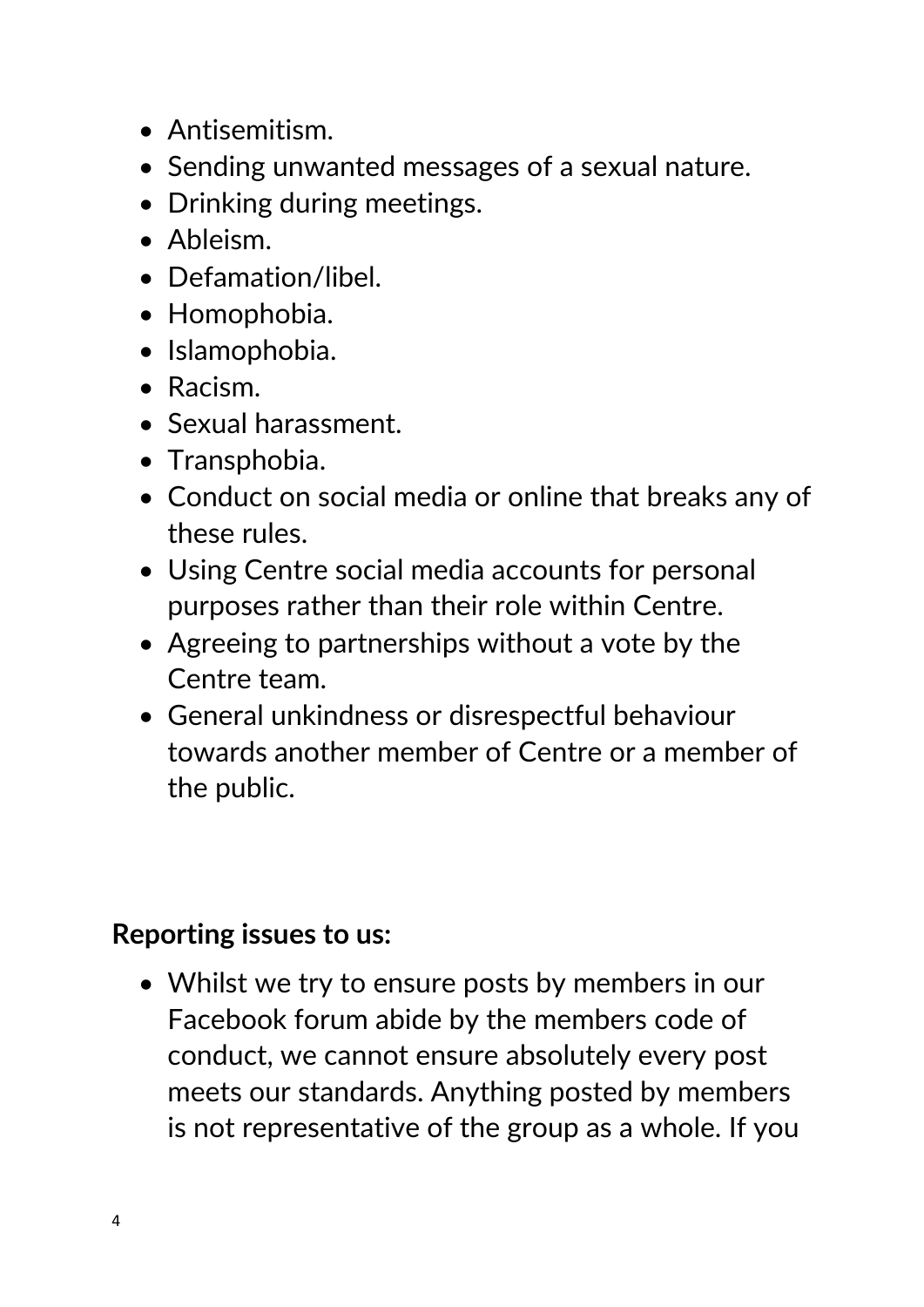- Antisemitism.
- Sending unwanted messages of a sexual nature.
- Drinking during meetings.
- Ableism.
- Defamation/libel.
- Homophobia.
- Islamophobia.
- Racism.
- Sexual harassment.
- Transphobia.
- Conduct on social media or online that breaks any of these rules.
- Using Centre social media accounts for personal purposes rather than their role within Centre.
- Agreeing to partnerships without a vote by the Centre team.
- General unkindness or disrespectful behaviour towards another member of Centre or a member of the public.

**Reporting issues to us:**

- Whilst we try to ensure posts by members in our Facebook forum abide by the members code of conduct, we cannot ensure absolutely every post meets our standards. Anything posted by members is not representative of the group as a whole. If you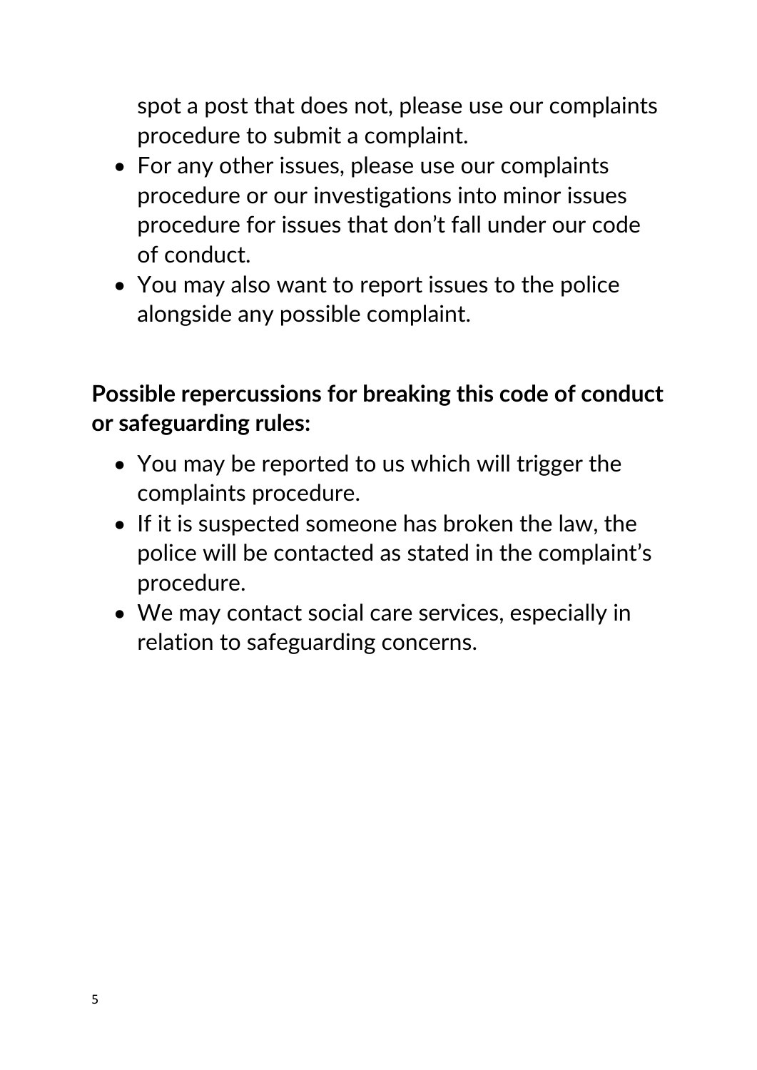spot a post that does not, please use our complaints procedure to submit a complaint.

- For any other issues, please use our complaints procedure or our investigations into minor issues procedure for issues that don't fall under our code of conduct.
- You may also want to report issues to the police alongside any possible complaint.

**Possible repercussions for breaking this code of conduct or safeguarding rules:**

- You may be reported to us which will trigger the complaints procedure.
- If it is suspected someone has broken the law, the police will be contacted as stated in the complaint's procedure.
- We may contact social care services, especially in relation to safeguarding concerns.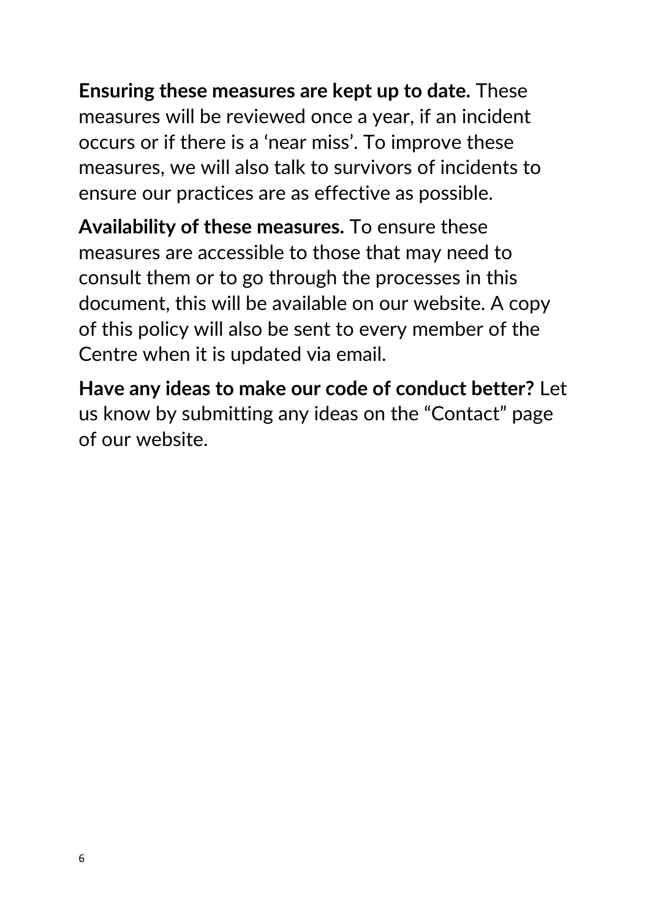**Ensuring these measures are kept up to date.** These measures will be reviewed once a year, if an incident occurs or if there is a 'near miss'. To improve these measures, we will also talk to survivors of incidents to ensure our practices are as effective as possible.

**Availability of these measures.** To ensure these measures are accessible to those that may need to consult them or to go through the processes in this document, this will be available on our website. A copy of this policy will also be sent to every member of the Centre when it is updated via email.

**Have any ideas to make our code of conduct better?** Let us know by submitting any ideas on the "Contact" page of our website.